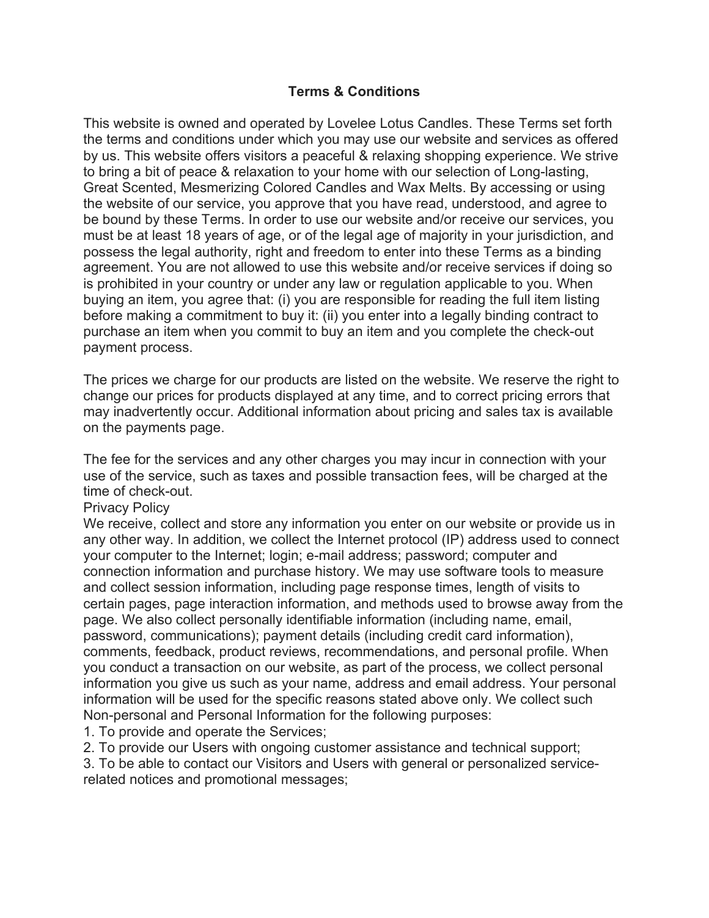# Terms & Conditions

This website is owned and operated by Lovelee Lotus Candles. These Terms set forth the terms and conditions under which you may use our website and services as offered by us. This website offers visitors a peaceful & relaxing shopping experience. We strive to bring a bit of peace & relaxation to your home with our selection of Long-lasting, Great Scented, Mesmerizing Colored Candles and Wax Melts. By accessing or using the website of our service, you approve that you have read, understood, and agree to be bound by these Terms. In order to use our website and/or receive our services, you must be at least 18 years of age, or of the legal age of majority in your jurisdiction, and possess the legal authority, right and freedom to enter into these Terms as a binding agreement. You are not allowed to use this website and/or receive services if doing so is prohibited in your country or under any law or regulation applicable to you. When buying an item, you agree that: (i) you are responsible for reading the full item listing before making a commitment to buy it: (ii) you enter into a legally binding contract to purchase an item when you commit to buy an item and you complete the check-out payment process.

The prices we charge for our products are listed on the website. We reserve the right to change our prices for products displayed at any time, and to correct pricing errors that may inadvertently occur. Additional information about pricing and sales tax is available on the payments page.

The fee for the services and any other charges you may incur in connection with your use of the service, such as taxes and possible transaction fees, will be charged at the time of check-out.

Privacy Policy

We receive, collect and store any information you enter on our website or provide us in any other way. In addition, we collect the Internet protocol (IP) address used to connect your computer to the Internet; login; e-mail address; password; computer and connection information and purchase history. We may use software tools to measure and collect session information, including page response times, length of visits to certain pages, page interaction information, and methods used to browse away from the page. We also collect personally identifiable information (including name, email, password, communications); payment details (including credit card information), comments, feedback, product reviews, recommendations, and personal profile. When you conduct a transaction on our website, as part of the process, we collect personal information you give us such as your name, address and email address. Your personal information will be used for the specific reasons stated above only. We collect such Non-personal and Personal Information for the following purposes:

1. To provide and operate the Services;
2. To provide our Users with ongoing customer assistance and technical support;
3. To be able to contact our Visitors and Users with general or personalized service-related notices and promotional messages;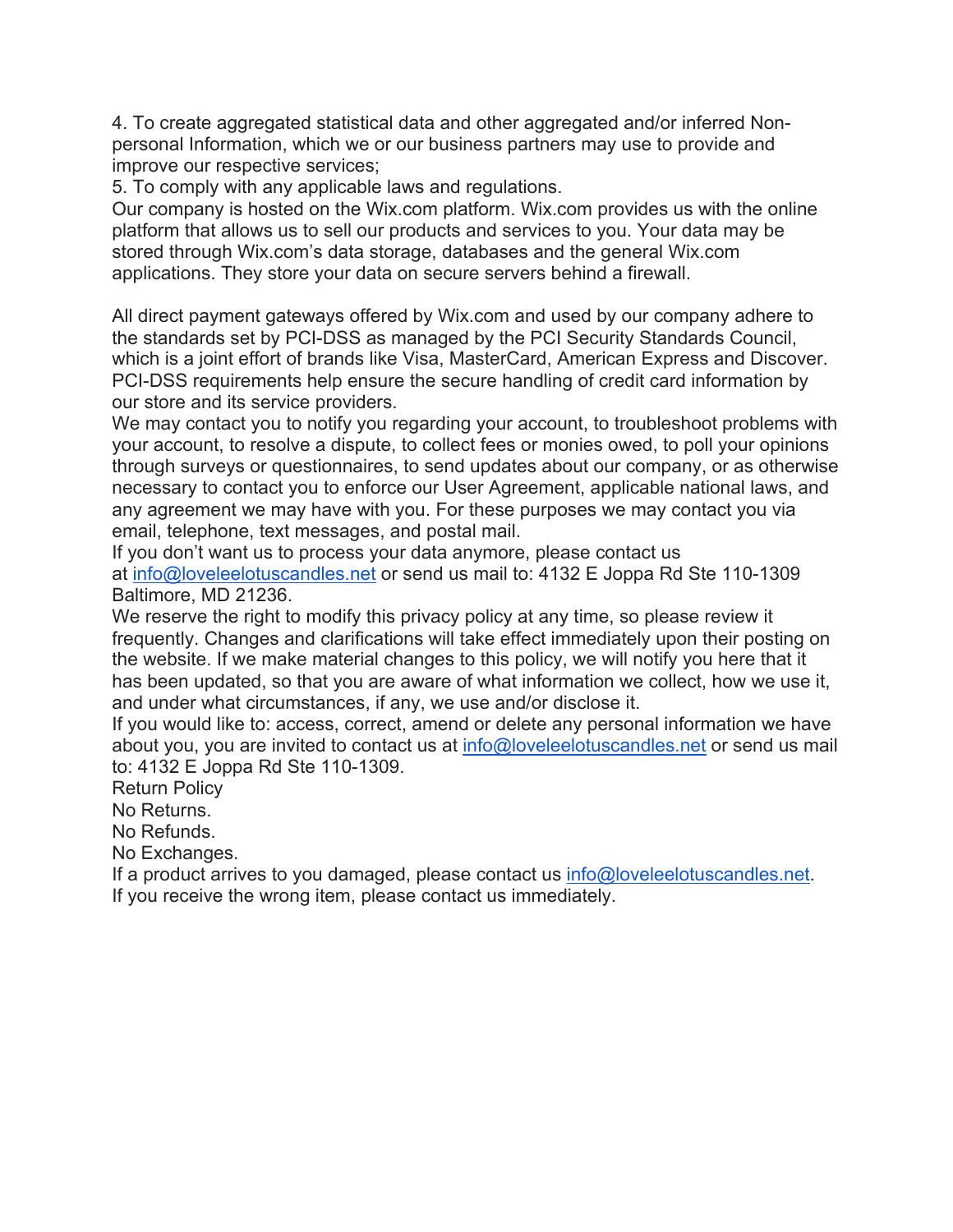4. To create aggregated statistical data and other aggregated and/or inferred Non-personal Information, which we or our business partners may use to provide and improve our respective services;

5. To comply with any applicable laws and regulations.

Our company is hosted on the Wix.com platform. Wix.com provides us with the online platform that allows us to sell our products and services to you. Your data may be stored through Wix.com's data storage, databases and the general Wix.com applications. They store your data on secure servers behind a firewall.

All direct payment gateways offered by Wix.com and used by our company adhere to the standards set by PCI-DSS as managed by the PCI Security Standards Council, which is a joint effort of brands like Visa, MasterCard, American Express and Discover. PCI-DSS requirements help ensure the secure handling of credit card information by our store and its service providers.

We may contact you to notify you regarding your account, to troubleshoot problems with your account, to resolve a dispute, to collect fees or monies owed, to poll your opinions through surveys or questionnaires, to send updates about our company, or as otherwise necessary to contact you to enforce our User Agreement, applicable national laws, and any agreement we may have with you. For these purposes we may contact you via email, telephone, text messages, and postal mail.

If you don't want us to process your data anymore, please contact us at info@loveleelotuscandles.net or send us mail to: 4132 E Joppa Rd Ste 110-1309 Baltimore, MD 21236.

We reserve the right to modify this privacy policy at any time, so please review it frequently. Changes and clarifications will take effect immediately upon their posting on the website. If we make material changes to this policy, we will notify you here that it has been updated, so that you are aware of what information we collect, how we use it, and under what circumstances, if any, we use and/or disclose it.

If you would like to: access, correct, amend or delete any personal information we have about you, you are invited to contact us at info@loveleelotuscandles.net or send us mail to: 4132 E Joppa Rd Ste 110-1309.

Return Policy

No Returns.

No Refunds.

No Exchanges.

If a product arrives to you damaged, please contact us info@loveleelotuscandles.net.

If you receive the wrong item, please contact us immediately.